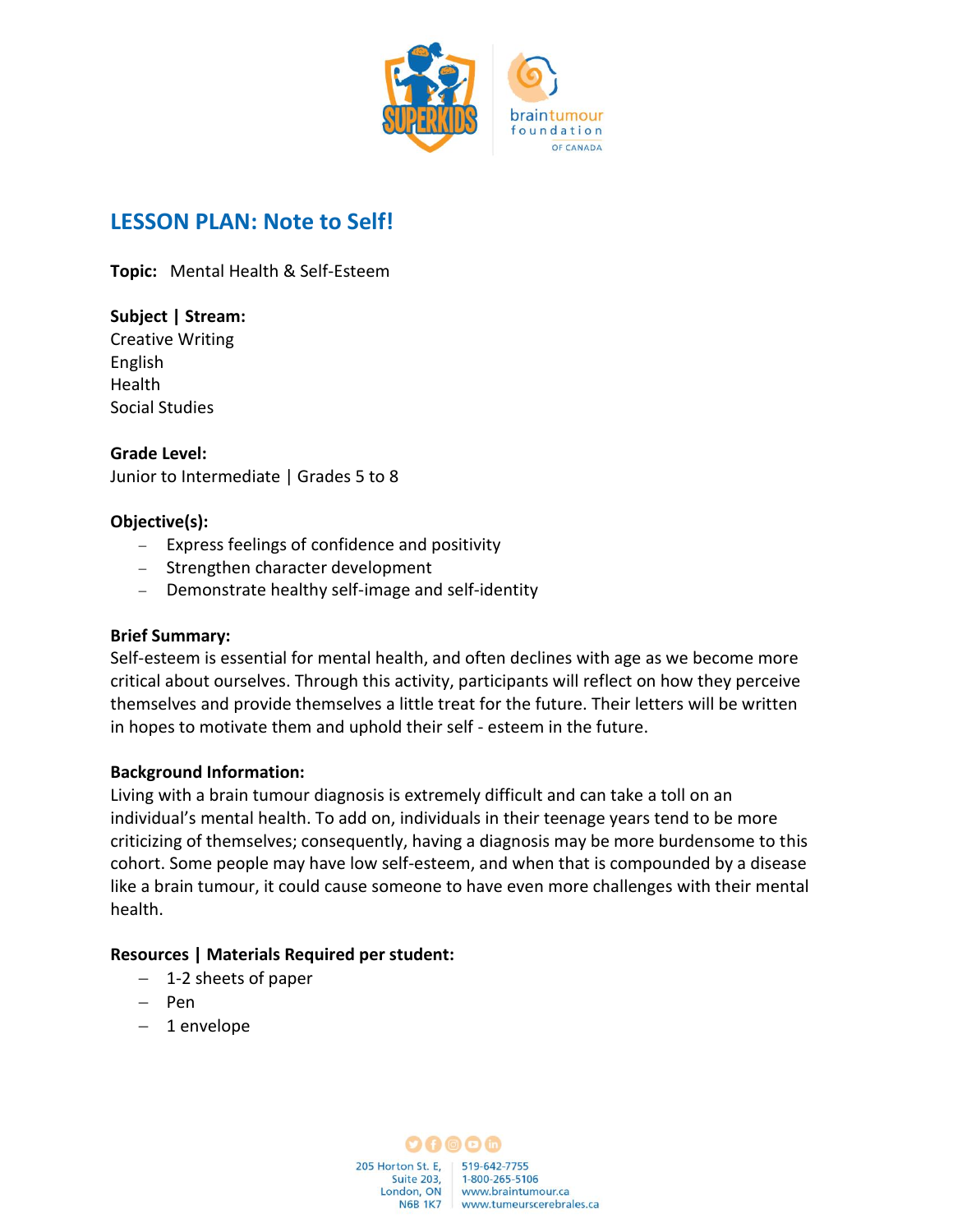# LESSON PLAN: Note to Self!

**Topic:** Mental Health & Self-Esteem

**Subject | Stream:**
Creative Writing
English
Health
Social Studies

**Grade Level:**
Junior to Intermediate | Grades 5 to 8

**Objective(s):**

- Express feelings of confidence and positivity
- Strengthen character development
- Demonstrate healthy self-image and self-identity

**Brief Summary:**
Self-esteem is essential for mental health, and often declines with age as we become more critical about ourselves. Through this activity, participants will reflect on how they perceive themselves and provide themselves a little treat for the future. Their letters will be written in hopes to motivate them and uphold their self - esteem in the future.

**Background Information:**
Living with a brain tumour diagnosis is extremely difficult and can take a toll on an individual's mental health. To add on, individuals in their teenage years tend to be more criticizing of themselves; consequently, having a diagnosis may be more burdensome to this cohort. Some people may have low self-esteem, and when that is compounded by a disease like a brain tumour, it could cause someone to have even more challenges with their mental health.

**Resources | Materials Required per student:**

- 1-2 sheets of paper
- Pen
- 1 envelope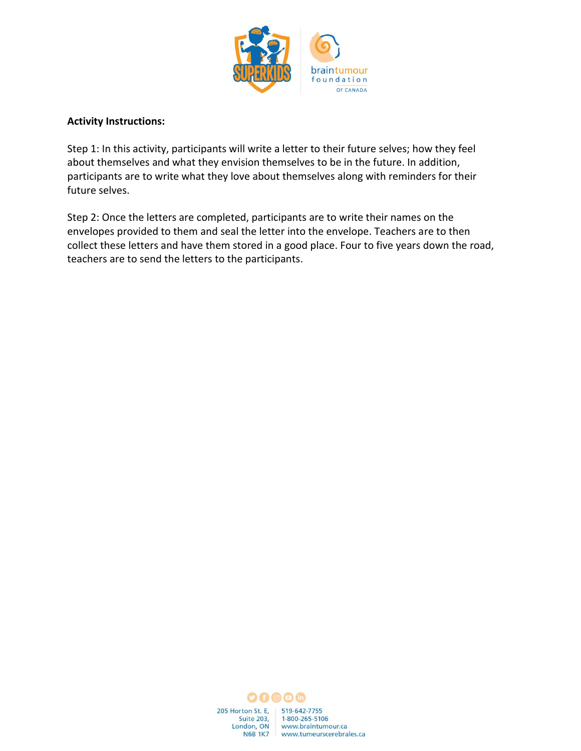**Activity Instructions:**

Step 1: In this activity, participants will write a letter to their future selves; how they feel about themselves and what they envision themselves to be in the future. In addition, participants are to write what they love about themselves along with reminders for their future selves.

Step 2: Once the letters are completed, participants are to write their names on the envelopes provided to them and seal the letter into the envelope. Teachers are to then collect these letters and have them stored in a good place. Four to five years down the road, teachers are to send the letters to the participants.